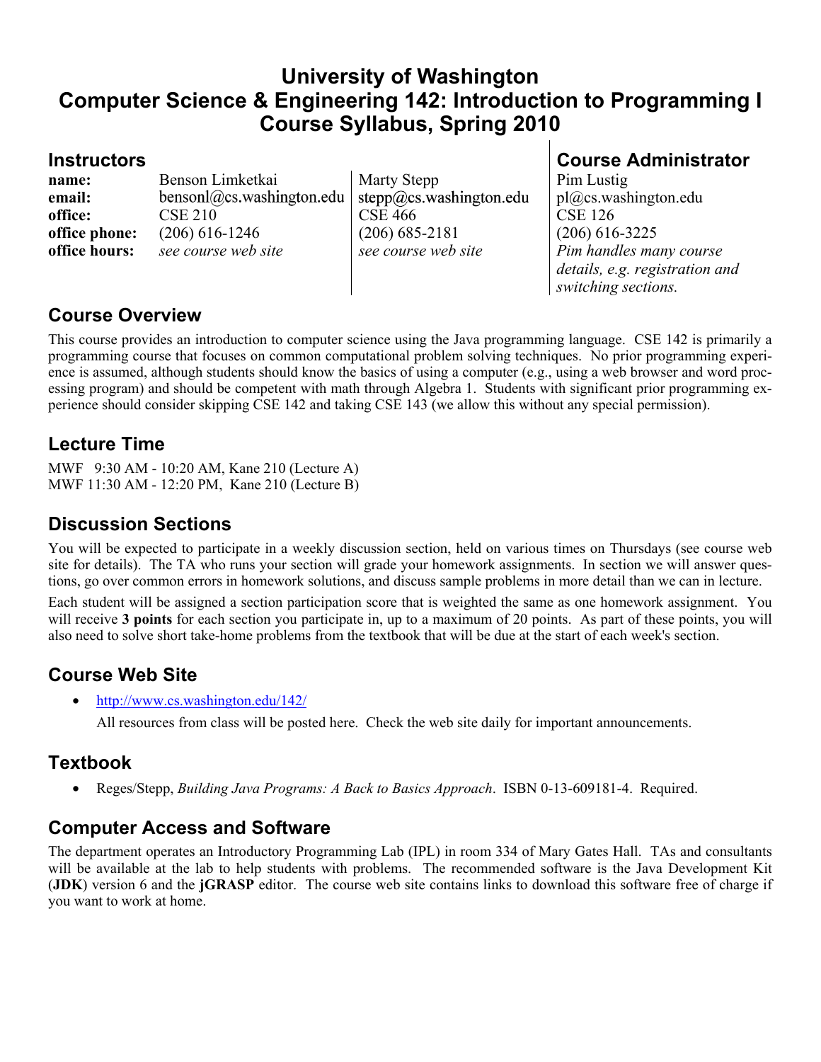# University of Washington
# Computer Science & Engineering 142: Introduction to Programming I
# Course Syllabus, Spring 2010

## Instructors

| | | |
|---|---|---|
| **name:** | Benson Limketkai | Marty Stepp |
| **email:** | bensonl@cs.washington.edu | stepp@cs.washington.edu |
| **office:** | CSE 210 | CSE 466 |
| **office phone:** | (206) 616-1246 | (206) 685-2181 |
| **office hours:** | *see course web site* | *see course web site* |

## Course Administrator

Pim Lustig
pl@cs.washington.edu
CSE 126
(206) 616-3225
*Pim handles many course details, e.g. registration and switching sections.*

## Course Overview

This course provides an introduction to computer science using the Java programming language. CSE 142 is primarily a programming course that focuses on common computational problem solving techniques. No prior programming experience is assumed, although students should know the basics of using a computer (e.g., using a web browser and word processing program) and should be competent with math through Algebra 1. Students with significant prior programming experience should consider skipping CSE 142 and taking CSE 143 (we allow this without any special permission).

## Lecture Time

MWF 9:30 AM - 10:20 AM, Kane 210 (Lecture A)
MWF 11:30 AM - 12:20 PM, Kane 210 (Lecture B)

## Discussion Sections

You will be expected to participate in a weekly discussion section, held on various times on Thursdays (see course web site for details). The TA who runs your section will grade your homework assignments. In section we will answer questions, go over common errors in homework solutions, and discuss sample problems in more detail than we can in lecture.

Each student will be assigned a section participation score that is weighted the same as one homework assignment. You will receive **3 points** for each section you participate in, up to a maximum of 20 points. As part of these points, you will also need to solve short take-home problems from the textbook that will be due at the start of each week's section.

## Course Web Site

- http://www.cs.washington.edu/142/

  All resources from class will be posted here. Check the web site daily for important announcements.

## Textbook

- Reges/Stepp, *Building Java Programs: A Back to Basics Approach*. ISBN 0-13-609181-4. Required.

## Computer Access and Software

The department operates an Introductory Programming Lab (IPL) in room 334 of Mary Gates Hall. TAs and consultants will be available at the lab to help students with problems. The recommended software is the Java Development Kit (**JDK**) version 6 and the **jGRASP** editor. The course web site contains links to download this software free of charge if you want to work at home.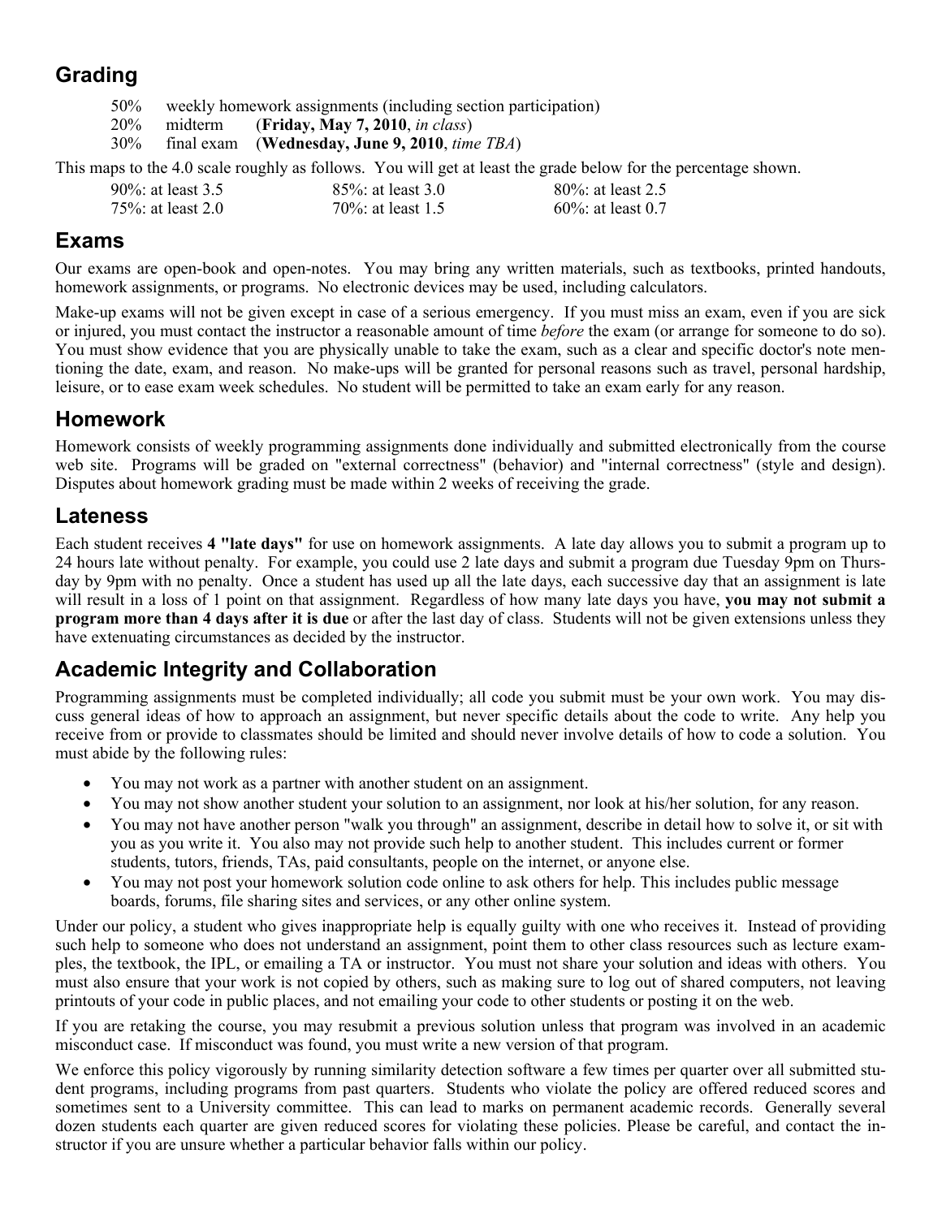## Grading

| | | |
|---|---|---|
| 50% | weekly homework assignments (including section participation) | |
| 20% | midterm | (**Friday, May 7, 2010**, *in class*) |
| 30% | final exam | (**Wednesday, June 9, 2010**, *time TBA*) |

This maps to the 4.0 scale roughly as follows. You will get at least the grade below for the percentage shown.

| | | |
|---|---|---|
| 90%: at least 3.5 | 85%: at least 3.0 | 80%: at least 2.5 |
| 75%: at least 2.0 | 70%: at least 1.5 | 60%: at least 0.7 |

## Exams

Our exams are open-book and open-notes. You may bring any written materials, such as textbooks, printed handouts, homework assignments, or programs. No electronic devices may be used, including calculators.

Make-up exams will not be given except in case of a serious emergency. If you must miss an exam, even if you are sick or injured, you must contact the instructor a reasonable amount of time *before* the exam (or arrange for someone to do so). You must show evidence that you are physically unable to take the exam, such as a clear and specific doctor's note mentioning the date, exam, and reason. No make-ups will be granted for personal reasons such as travel, personal hardship, leisure, or to ease exam week schedules. No student will be permitted to take an exam early for any reason.

## Homework

Homework consists of weekly programming assignments done individually and submitted electronically from the course web site. Programs will be graded on "external correctness" (behavior) and "internal correctness" (style and design). Disputes about homework grading must be made within 2 weeks of receiving the grade.

## Lateness

Each student receives **4 "late days"** for use on homework assignments. A late day allows you to submit a program up to 24 hours late without penalty. For example, you could use 2 late days and submit a program due Tuesday 9pm on Thursday by 9pm with no penalty. Once a student has used up all the late days, each successive day that an assignment is late will result in a loss of 1 point on that assignment. Regardless of how many late days you have, **you may not submit a program more than 4 days after it is due** or after the last day of class. Students will not be given extensions unless they have extenuating circumstances as decided by the instructor.

## Academic Integrity and Collaboration

Programming assignments must be completed individually; all code you submit must be your own work. You may discuss general ideas of how to approach an assignment, but never specific details about the code to write. Any help you receive from or provide to classmates should be limited and should never involve details of how to code a solution. You must abide by the following rules:

- You may not work as a partner with another student on an assignment.
- You may not show another student your solution to an assignment, nor look at his/her solution, for any reason.
- You may not have another person "walk you through" an assignment, describe in detail how to solve it, or sit with you as you write it. You also may not provide such help to another student. This includes current or former students, tutors, friends, TAs, paid consultants, people on the internet, or anyone else.
- You may not post your homework solution code online to ask others for help. This includes public message boards, forums, file sharing sites and services, or any other online system.

Under our policy, a student who gives inappropriate help is equally guilty with one who receives it. Instead of providing such help to someone who does not understand an assignment, point them to other class resources such as lecture examples, the textbook, the IPL, or emailing a TA or instructor. You must not share your solution and ideas with others. You must also ensure that your work is not copied by others, such as making sure to log out of shared computers, not leaving printouts of your code in public places, and not emailing your code to other students or posting it on the web.

If you are retaking the course, you may resubmit a previous solution unless that program was involved in an academic misconduct case. If misconduct was found, you must write a new version of that program.

We enforce this policy vigorously by running similarity detection software a few times per quarter over all submitted student programs, including programs from past quarters. Students who violate the policy are offered reduced scores and sometimes sent to a University committee. This can lead to marks on permanent academic records. Generally several dozen students each quarter are given reduced scores for violating these policies. Please be careful, and contact the instructor if you are unsure whether a particular behavior falls within our policy.